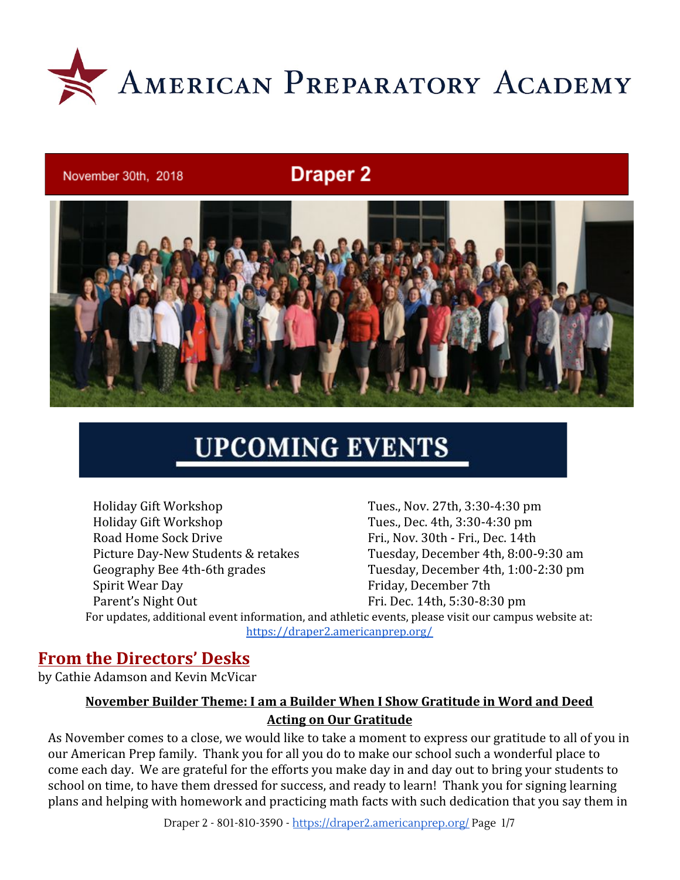# American Preparatory Academy

November 30th, 2018

## Draper 2

## UPCOMING EVENTS

| Event | Date/Time |
|---|---|
| Holiday Gift Workshop | Tues., Nov. 27th, 3:30-4:30 pm |
| Holiday Gift Workshop | Tues., Dec. 4th, 3:30-4:30 pm |
| Road Home Sock Drive | Fri., Nov. 30th - Fri., Dec. 14th |
| Picture Day-New Students & retakes | Tuesday, December 4th, 8:00-9:30 am |
| Geography Bee 4th-6th grades | Tuesday, December 4th, 1:00-2:30 pm |
| Spirit Wear Day | Friday, December 7th |
| Parent's Night Out | Fri. Dec. 14th, 5:30-8:30 pm |

For updates, additional event information, and athletic events, please visit our campus website at: https://draper2.americanprep.org/

## From the Directors' Desks

by Cathie Adamson and Kevin McVicar

### November Builder Theme: I am a Builder When I Show Gratitude in Word and Deed

### Acting on Our Gratitude

As November comes to a close, we would like to take a moment to express our gratitude to all of you in our American Prep family. Thank you for all you do to make our school such a wonderful place to come each day. We are grateful for the efforts you make day in and day out to bring your students to school on time, to have them dressed for success, and ready to learn! Thank you for signing learning plans and helping with homework and practicing math facts with such dedication that you say them in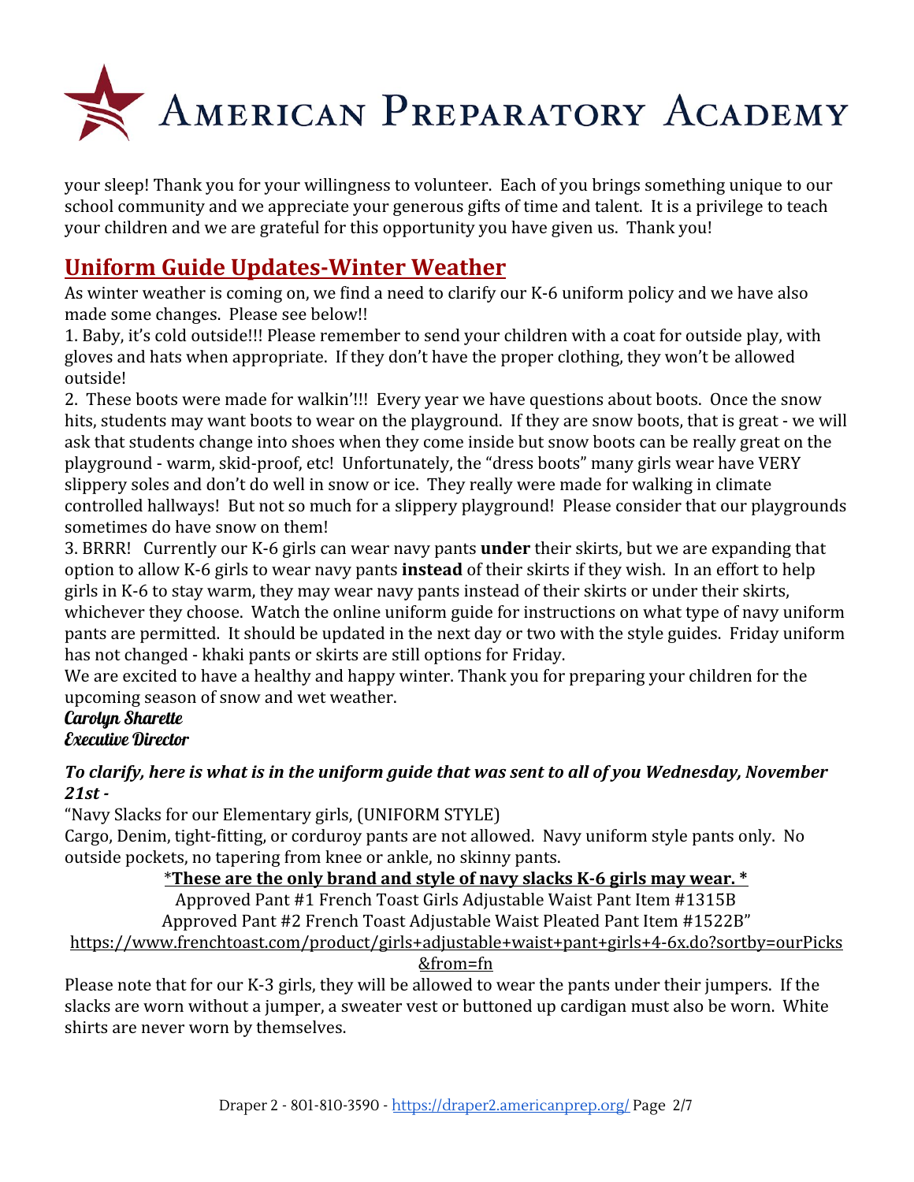your sleep! Thank you for your willingness to volunteer. Each of you brings something unique to our school community and we appreciate your generous gifts of time and talent. It is a privilege to teach your children and we are grateful for this opportunity you have given us. Thank you!

## Uniform Guide Updates-Winter Weather

As winter weather is coming on, we find a need to clarify our K-6 uniform policy and we have also made some changes. Please see below!!

1. Baby, it's cold outside!!! Please remember to send your children with a coat for outside play, with gloves and hats when appropriate. If they don't have the proper clothing, they won't be allowed outside!
2. These boots were made for walkin'!!! Every year we have questions about boots. Once the snow hits, students may want boots to wear on the playground. If they are snow boots, that is great - we will ask that students change into shoes when they come inside but snow boots can be really great on the playground - warm, skid-proof, etc! Unfortunately, the "dress boots" many girls wear have VERY slippery soles and don't do well in snow or ice. They really were made for walking in climate controlled hallways! But not so much for a slippery playground! Please consider that our playgrounds sometimes do have snow on them!
3. BRRR! Currently our K-6 girls can wear navy pants **under** their skirts, but we are expanding that option to allow K-6 girls to wear navy pants **instead** of their skirts if they wish. In an effort to help girls in K-6 to stay warm, they may wear navy pants instead of their skirts or under their skirts, whichever they choose. Watch the online uniform guide for instructions on what type of navy uniform pants are permitted. It should be updated in the next day or two with the style guides. Friday uniform has not changed - khaki pants or skirts are still options for Friday.

We are excited to have a healthy and happy winter. Thank you for preparing your children for the upcoming season of snow and wet weather.

*Carolyn Sharette*
*Executive Director*

***To clarify, here is what is in the uniform guide that was sent to all of you Wednesday, November 21st -***

"Navy Slacks for our Elementary girls, (UNIFORM STYLE)
Cargo, Denim, tight-fitting, or corduroy pants are not allowed. Navy uniform style pants only. No outside pockets, no tapering from knee or ankle, no skinny pants.

**\*These are the only brand and style of navy slacks K-6 girls may wear. \***

Approved Pant #1 French Toast Girls Adjustable Waist Pant Item #1315B
Approved Pant #2 French Toast Adjustable Waist Pleated Pant Item #1522B"
https://www.frenchtoast.com/product/girls+adjustable+waist+pant+girls+4-6x.do?sortby=ourPicks&from=fn

Please note that for our K-3 girls, they will be allowed to wear the pants under their jumpers. If the slacks are worn without a jumper, a sweater vest or buttoned up cardigan must also be worn. White shirts are never worn by themselves.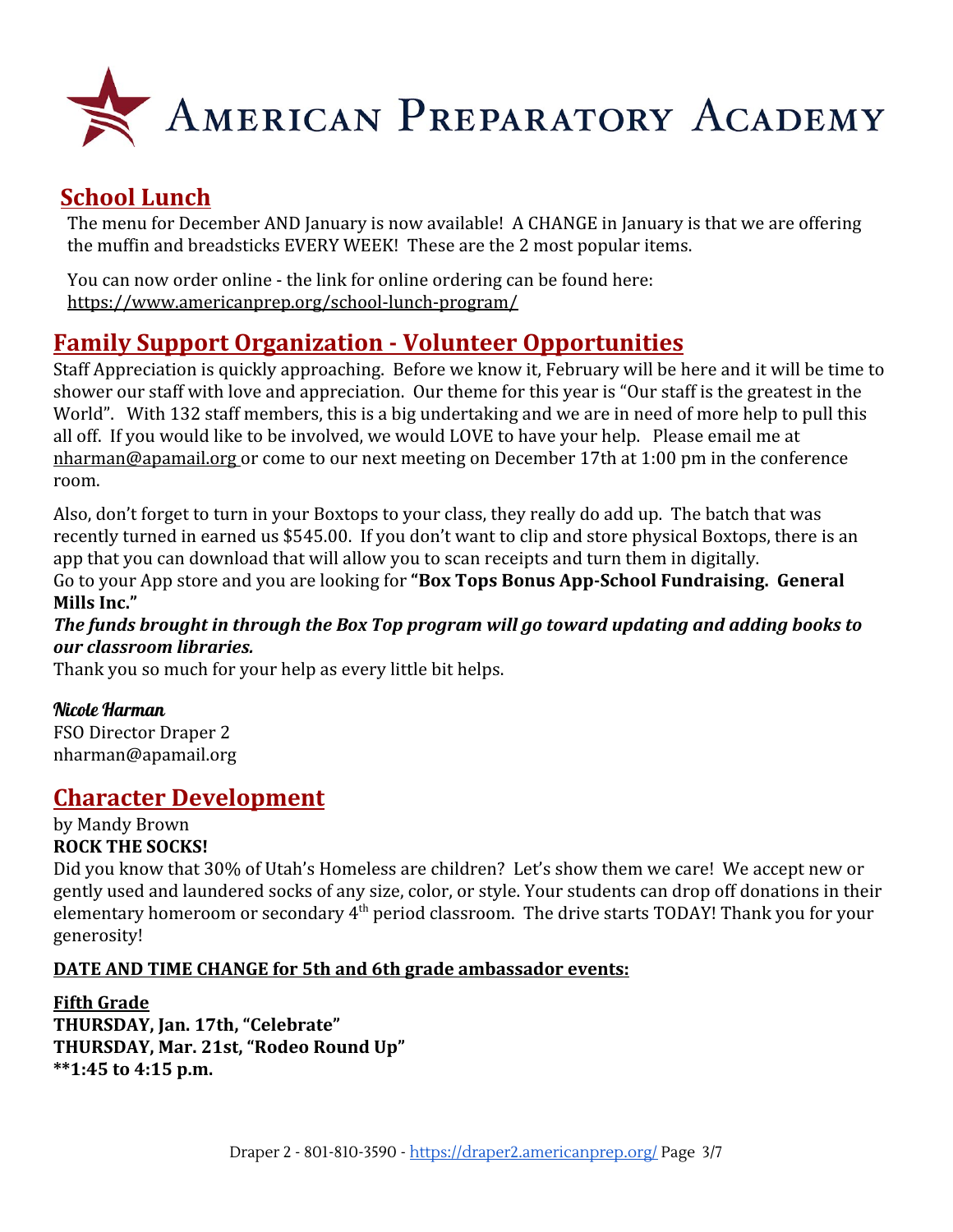# AMERICAN PREPARATORY ACADEMY

## School Lunch

The menu for December AND January is now available! A CHANGE in January is that we are offering the muffin and breadsticks EVERY WEEK! These are the 2 most popular items.

You can now order online - the link for online ordering can be found here: https://www.americanprep.org/school-lunch-program/

## Family Support Organization - Volunteer Opportunities

Staff Appreciation is quickly approaching. Before we know it, February will be here and it will be time to shower our staff with love and appreciation. Our theme for this year is "Our staff is the greatest in the World". With 132 staff members, this is a big undertaking and we are in need of more help to pull this all off. If you would like to be involved, we would LOVE to have your help. Please email me at nharman@apamail.org or come to our next meeting on December 17th at 1:00 pm in the conference room.

Also, don't forget to turn in your Boxtops to your class, they really do add up. The batch that was recently turned in earned us $545.00. If you don't want to clip and store physical Boxtops, there is an app that you can download that will allow you to scan receipts and turn them in digitally.
Go to your App store and you are looking for **"Box Tops Bonus App-School Fundraising. General Mills Inc."**

***The funds brought in through the Box Top program will go toward updating and adding books to our classroom libraries.***

Thank you so much for your help as every little bit helps.

*Nicole Harman*
FSO Director Draper 2
nharman@apamail.org

## Character Development

by Mandy Brown

**ROCK THE SOCKS!**

Did you know that 30% of Utah's Homeless are children? Let's show them we care! We accept new or gently used and laundered socks of any size, color, or style. Your students can drop off donations in their elementary homeroom or secondary 4th period classroom. The drive starts TODAY! Thank you for your generosity!

**DATE AND TIME CHANGE for 5th and 6th grade ambassador events:**

**Fifth Grade**
**THURSDAY, Jan. 17th, "Celebrate"**
**THURSDAY, Mar. 21st, "Rodeo Round Up"**
**\*\*1:45 to 4:15 p.m.**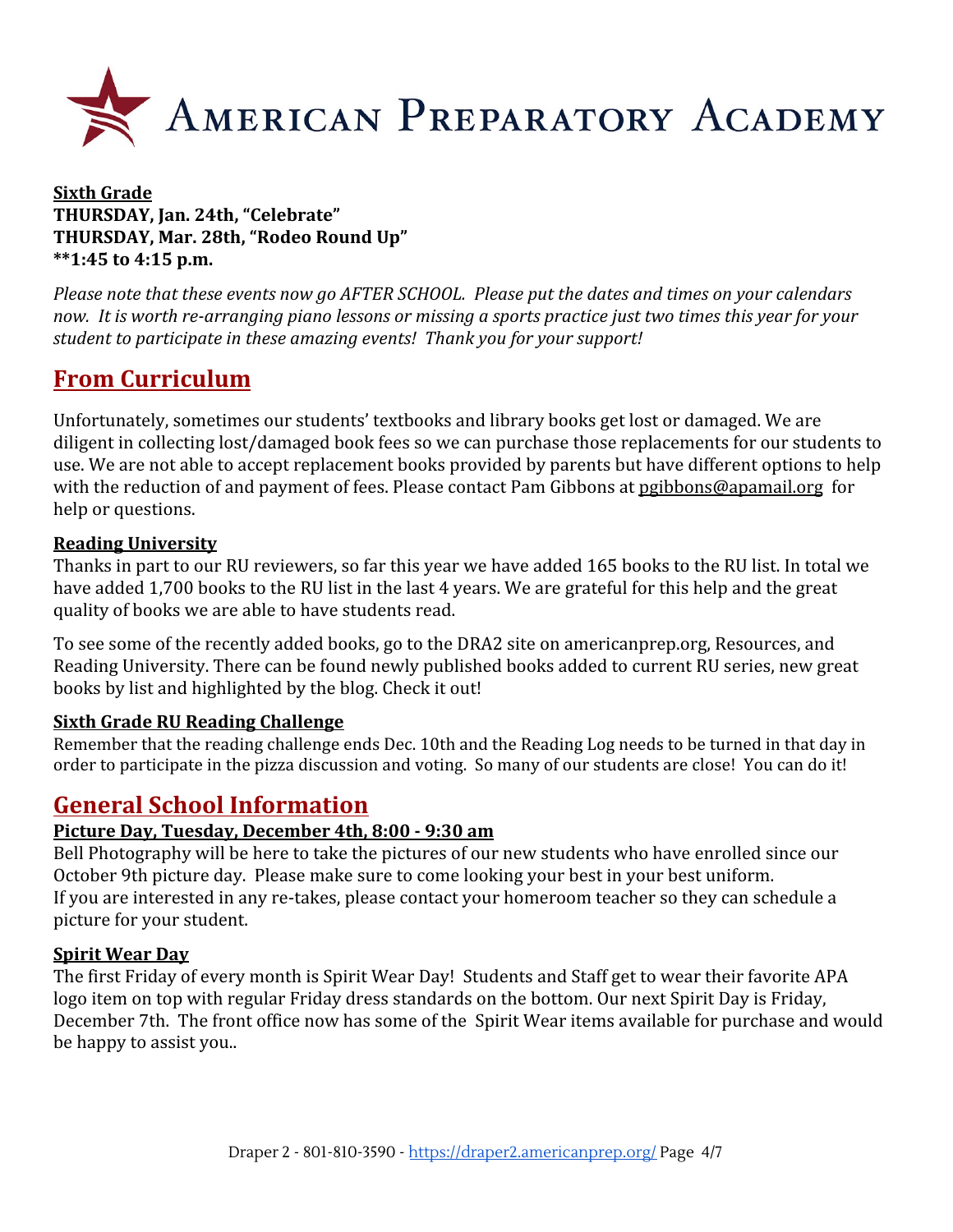# American Preparatory Academy

**Sixth Grade**
**THURSDAY, Jan. 24th, "Celebrate"**
**THURSDAY, Mar. 28th, "Rodeo Round Up"**
****1:45 to 4:15 p.m.**

*Please note that these events now go AFTER SCHOOL. Please put the dates and times on your calendars now. It is worth re-arranging piano lessons or missing a sports practice just two times this year for your student to participate in these amazing events! Thank you for your support!*

## From Curriculum

Unfortunately, sometimes our students' textbooks and library books get lost or damaged. We are diligent in collecting lost/damaged book fees so we can purchase those replacements for our students to use. We are not able to accept replacement books provided by parents but have different options to help with the reduction of and payment of fees. Please contact Pam Gibbons at pgibbons@apamail.org for help or questions.

**Reading University**

Thanks in part to our RU reviewers, so far this year we have added 165 books to the RU list. In total we have added 1,700 books to the RU list in the last 4 years. We are grateful for this help and the great quality of books we are able to have students read.

To see some of the recently added books, go to the DRA2 site on americanprep.org, Resources, and Reading University. There can be found newly published books added to current RU series, new great books by list and highlighted by the blog. Check it out!

**Sixth Grade RU Reading Challenge**

Remember that the reading challenge ends Dec. 10th and the Reading Log needs to be turned in that day in order to participate in the pizza discussion and voting. So many of our students are close! You can do it!

## General School Information

**Picture Day, Tuesday, December 4th, 8:00 - 9:30 am**

Bell Photography will be here to take the pictures of our new students who have enrolled since our October 9th picture day. Please make sure to come looking your best in your best uniform.
If you are interested in any re-takes, please contact your homeroom teacher so they can schedule a picture for your student.

**Spirit Wear Day**

The first Friday of every month is Spirit Wear Day! Students and Staff get to wear their favorite APA logo item on top with regular Friday dress standards on the bottom. Our next Spirit Day is Friday, December 7th. The front office now has some of the Spirit Wear items available for purchase and would be happy to assist you..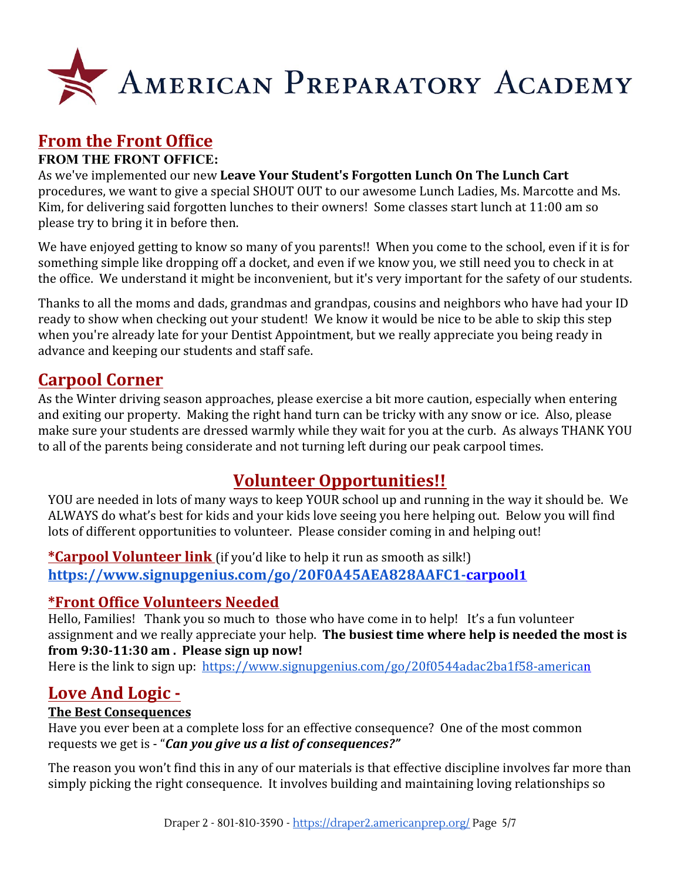# AMERICAN PREPARATORY ACADEMY

## From the Front Office

**FROM THE FRONT OFFICE:**

As we've implemented our new **Leave Your Student's Forgotten Lunch On The Lunch Cart** procedures, we want to give a special SHOUT OUT to our awesome Lunch Ladies, Ms. Marcotte and Ms. Kim, for delivering said forgotten lunches to their owners! Some classes start lunch at 11:00 am so please try to bring it in before then.

We have enjoyed getting to know so many of you parents!! When you come to the school, even if it is for something simple like dropping off a docket, and even if we know you, we still need you to check in at the office. We understand it might be inconvenient, but it's very important for the safety of our students.

Thanks to all the moms and dads, grandmas and grandpas, cousins and neighbors who have had your ID ready to show when checking out your student! We know it would be nice to be able to skip this step when you're already late for your Dentist Appointment, but we really appreciate you being ready in advance and keeping our students and staff safe.

## Carpool Corner

As the Winter driving season approaches, please exercise a bit more caution, especially when entering and exiting our property. Making the right hand turn can be tricky with any snow or ice. Also, please make sure your students are dressed warmly while they wait for you at the curb. As always THANK YOU to all of the parents being considerate and not turning left during our peak carpool times.

## Volunteer Opportunities!!

YOU are needed in lots of many ways to keep YOUR school up and running in the way it should be. We ALWAYS do what's best for kids and your kids love seeing you here helping out. Below you will find lots of different opportunities to volunteer. Please consider coming in and helping out!

**\*Carpool Volunteer link** (if you'd like to help it run as smooth as silk!)
**https://www.signupgenius.com/go/20F0A45AEA828AAFC1-carpool1**

### *Front Office Volunteers Needed

Hello, Families! Thank you so much to those who have come in to help! It's a fun volunteer assignment and we really appreciate your help. **The busiest time where help is needed the most is from 9:30-11:30 am . Please sign up now!**
Here is the link to sign up: https://www.signupgenius.com/go/20f0544adac2ba1f58-american

## Love And Logic -

**The Best Consequences**

Have you ever been at a complete loss for an effective consequence? One of the most common requests we get is - "***Can you give us a list of consequences?"***

The reason you won't find this in any of our materials is that effective discipline involves far more than simply picking the right consequence. It involves building and maintaining loving relationships so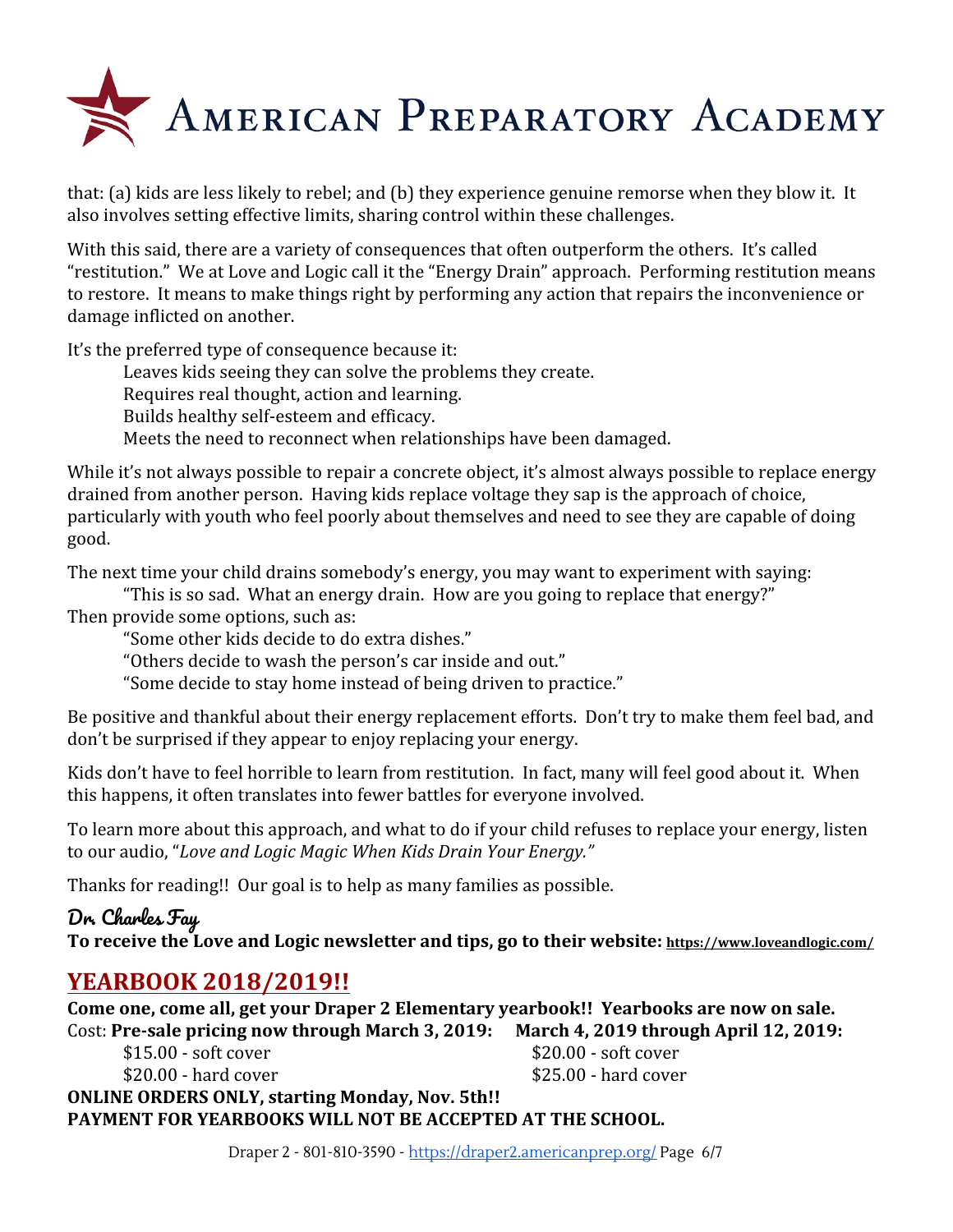that: (a) kids are less likely to rebel; and (b) they experience genuine remorse when they blow it. It also involves setting effective limits, sharing control within these challenges.

With this said, there are a variety of consequences that often outperform the others. It's called "restitution." We at Love and Logic call it the "Energy Drain" approach. Performing restitution means to restore. It means to make things right by performing any action that repairs the inconvenience or damage inflicted on another.

It's the preferred type of consequence because it:

Leaves kids seeing they can solve the problems they create.
Requires real thought, action and learning.
Builds healthy self-esteem and efficacy.
Meets the need to reconnect when relationships have been damaged.

While it's not always possible to repair a concrete object, it's almost always possible to replace energy drained from another person. Having kids replace voltage they sap is the approach of choice, particularly with youth who feel poorly about themselves and need to see they are capable of doing good.

The next time your child drains somebody's energy, you may want to experiment with saying:

"This is so sad. What an energy drain. How are you going to replace that energy?"

Then provide some options, such as:

"Some other kids decide to do extra dishes."
"Others decide to wash the person's car inside and out."
"Some decide to stay home instead of being driven to practice."

Be positive and thankful about their energy replacement efforts. Don't try to make them feel bad, and don't be surprised if they appear to enjoy replacing your energy.

Kids don't have to feel horrible to learn from restitution. In fact, many will feel good about it. When this happens, it often translates into fewer battles for everyone involved.

To learn more about this approach, and what to do if your child refuses to replace your energy, listen to our audio, "*Love and Logic Magic When Kids Drain Your Energy.*"

Thanks for reading!! Our goal is to help as many families as possible.

**Dr. Charles Fay**
**To receive the Love and Logic newsletter and tips, go to their website: https://www.loveandlogic.com/**

## YEARBOOK 2018/2019!!

**Come one, come all, get your Draper 2 Elementary yearbook!! Yearbooks are now on sale.**

Cost: **Pre-sale pricing now through March 3, 2019:**
$15.00 - soft cover
$20.00 - hard cover

**March 4, 2019 through April 12, 2019:**
$20.00 - soft cover
$25.00 - hard cover

**ONLINE ORDERS ONLY, starting Monday, Nov. 5th!!**
**PAYMENT FOR YEARBOOKS WILL NOT BE ACCEPTED AT THE SCHOOL.**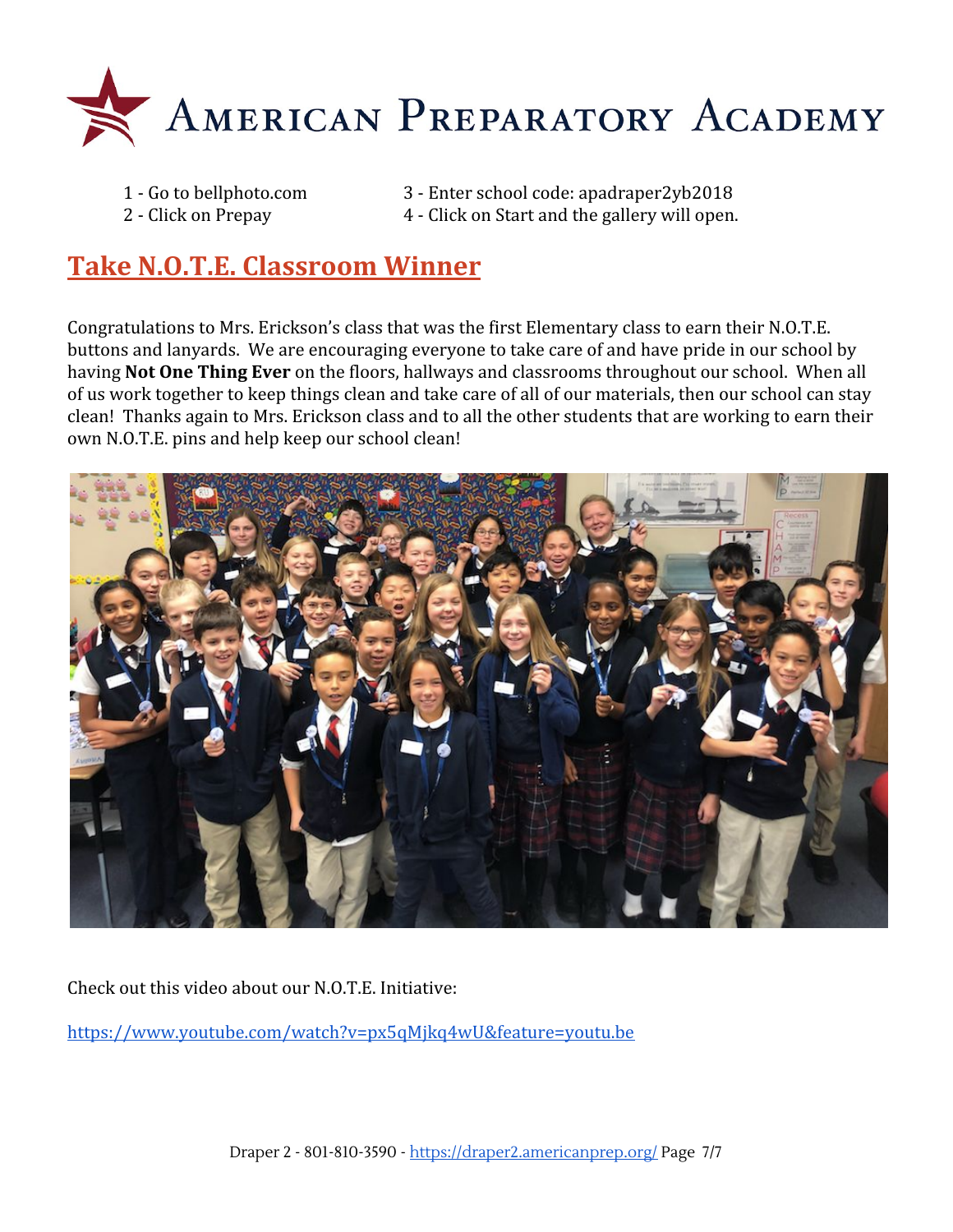# American Preparatory Academy

1 - Go to bellphoto.com
2 - Click on Prepay
3 - Enter school code: apadraper2yb2018
4 - Click on Start and the gallery will open.

## Take N.O.T.E. Classroom Winner

Congratulations to Mrs. Erickson's class that was the first Elementary class to earn their N.O.T.E. buttons and lanyards. We are encouraging everyone to take care of and have pride in our school by having **Not One Thing Ever** on the floors, hallways and classrooms throughout our school. When all of us work together to keep things clean and take care of all of our materials, then our school can stay clean! Thanks again to Mrs. Erickson class and to all the other students that are working to earn their own N.O.T.E. pins and help keep our school clean!

Check out this video about our N.O.T.E. Initiative:

https://www.youtube.com/watch?v=px5qMjkq4wU&feature=youtu.be